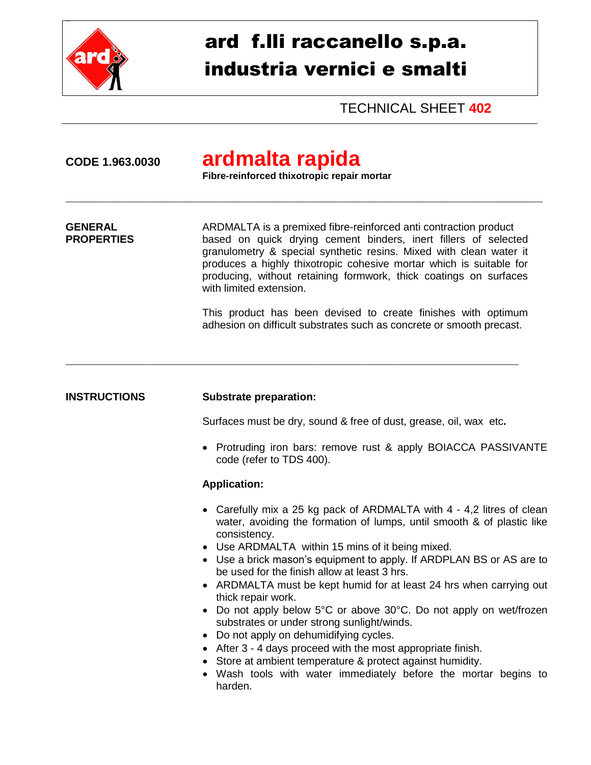# ard f.lli raccanello s.p.a.
# industria vernici e smalti

TECHNICAL SHEET **402**

**CODE 1.963.0030**

## ardmalta rapida

**Fibre-reinforced thixotropic repair mortar**

---

**GENERAL PROPERTIES**

ARDMALTA is a premixed fibre-reinforced anti contraction product based on quick drying cement binders, inert fillers of selected granulometry & special synthetic resins. Mixed with clean water it produces a highly thixotropic cohesive mortar which is suitable for producing, without retaining formwork, thick coatings on surfaces with limited extension.

This product has been devised to create finishes with optimum adhesion on difficult substrates such as concrete or smooth precast.

---

**INSTRUCTIONS**

**Substrate preparation:**

Surfaces must be dry, sound & free of dust, grease, oil, wax etc**.**

- Protruding iron bars: remove rust & apply BOIACCA PASSIVANTE code (refer to TDS 400).

**Application:**

- Carefully mix a 25 kg pack of ARDMALTA with 4 - 4,2 litres of clean water, avoiding the formation of lumps, until smooth & of plastic like consistency.
- Use ARDMALTA within 15 mins of it being mixed.
- Use a brick mason's equipment to apply. If ARDPLAN BS or AS are to be used for the finish allow at least 3 hrs.
- ARDMALTA must be kept humid for at least 24 hrs when carrying out thick repair work.
- Do not apply below 5°C or above 30°C. Do not apply on wet/frozen substrates or under strong sunlight/winds.
- Do not apply on dehumidifying cycles.
- After 3 - 4 days proceed with the most appropriate finish.
- Store at ambient temperature & protect against humidity.
- Wash tools with water immediately before the mortar begins to harden.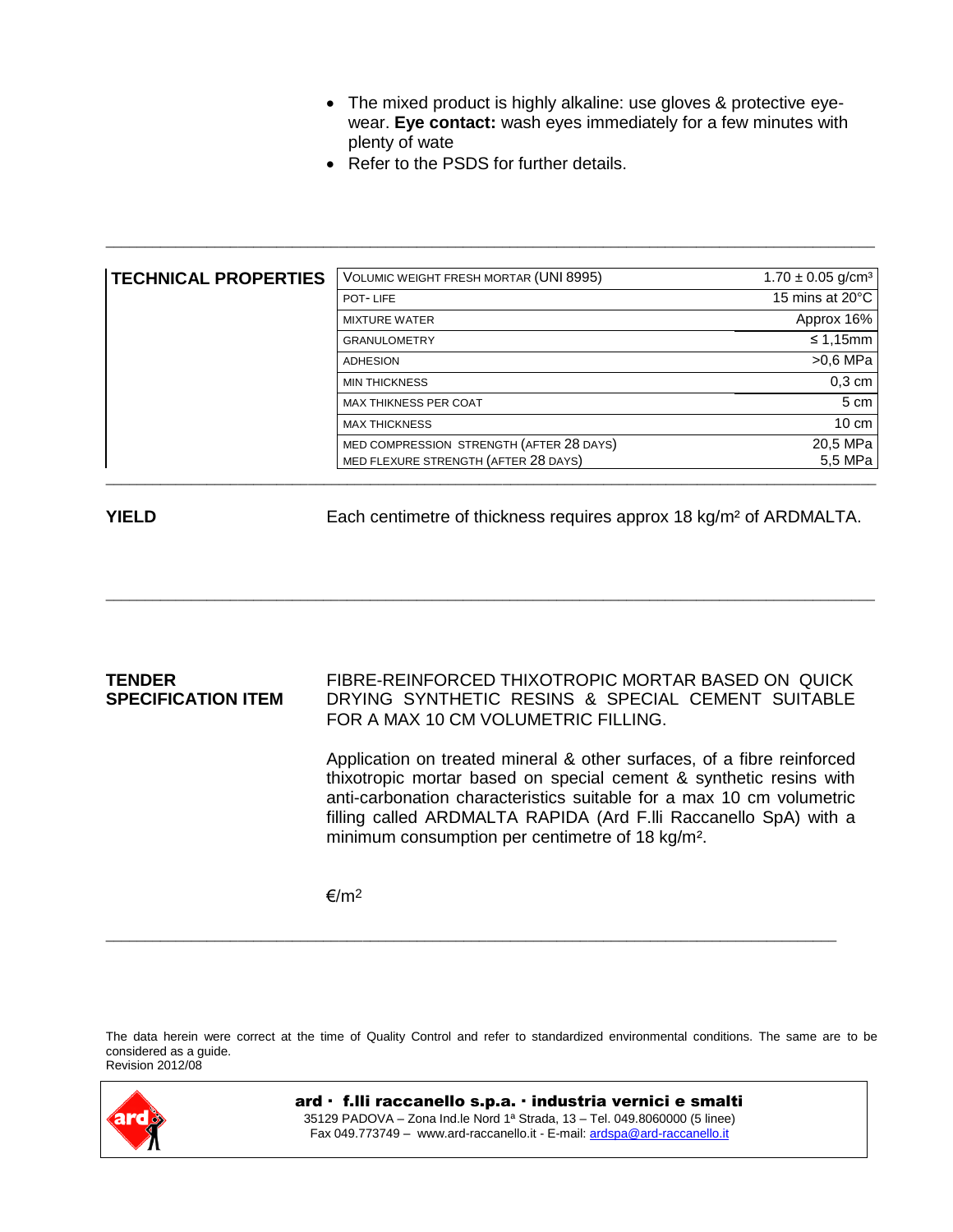- The mixed product is highly alkaline: use gloves & protective eye-wear. **Eye contact:** wash eyes immediately for a few minutes with plenty of wate
- Refer to the PSDS for further details.

---

**TECHNICAL PROPERTIES**

| | |
|---|---|
| VOLUMIC WEIGHT FRESH MORTAR (UNI 8995) | 1.70 ± 0.05 g/cm³ |
| POT- LIFE | 15 mins at 20°C |
| MIXTURE WATER | Approx 16% |
| GRANULOMETRY | ≤ 1,15mm |
| ADHESION | >0,6 MPa |
| MIN THICKNESS | 0,3 cm |
| MAX THIKNESS PER COAT | 5 cm |
| MAX THICKNESS | 10 cm |
| MED COMPRESSION STRENGTH (AFTER 28 DAYS) | 20,5 MPa |
| MED FLEXURE STRENGTH (AFTER 28 DAYS) | 5,5 MPa |

---

**YIELD**

Each centimetre of thickness requires approx 18 kg/m² of ARDMALTA.

---

**TENDER SPECIFICATION ITEM**

FIBRE-REINFORCED THIXOTROPIC MORTAR BASED ON QUICK DRYING SYNTHETIC RESINS & SPECIAL CEMENT SUITABLE FOR A MAX 10 CM VOLUMETRIC FILLING.

Application on treated mineral & other surfaces, of a fibre reinforced thixotropic mortar based on special cement & synthetic resins with anti-carbonation characteristics suitable for a max 10 cm volumetric filling called ARDMALTA RAPIDA (Ard F.lli Raccanello SpA) with a minimum consumption per centimetre of 18 kg/m².

€/m²

---

The data herein were correct at the time of Quality Control and refer to standardized environmental conditions. The same are to be considered as a guide.
Revision 2012/08

**ard · f.lli raccanello s.p.a. · industria vernici e smalti**
35129 PADOVA – Zona Ind.le Nord 1ª Strada, 13 – Tel. 049.8060000 (5 linee)
Fax 049.773749 – www.ard-raccanello.it - E-mail: ardspa@ard-raccanello.it